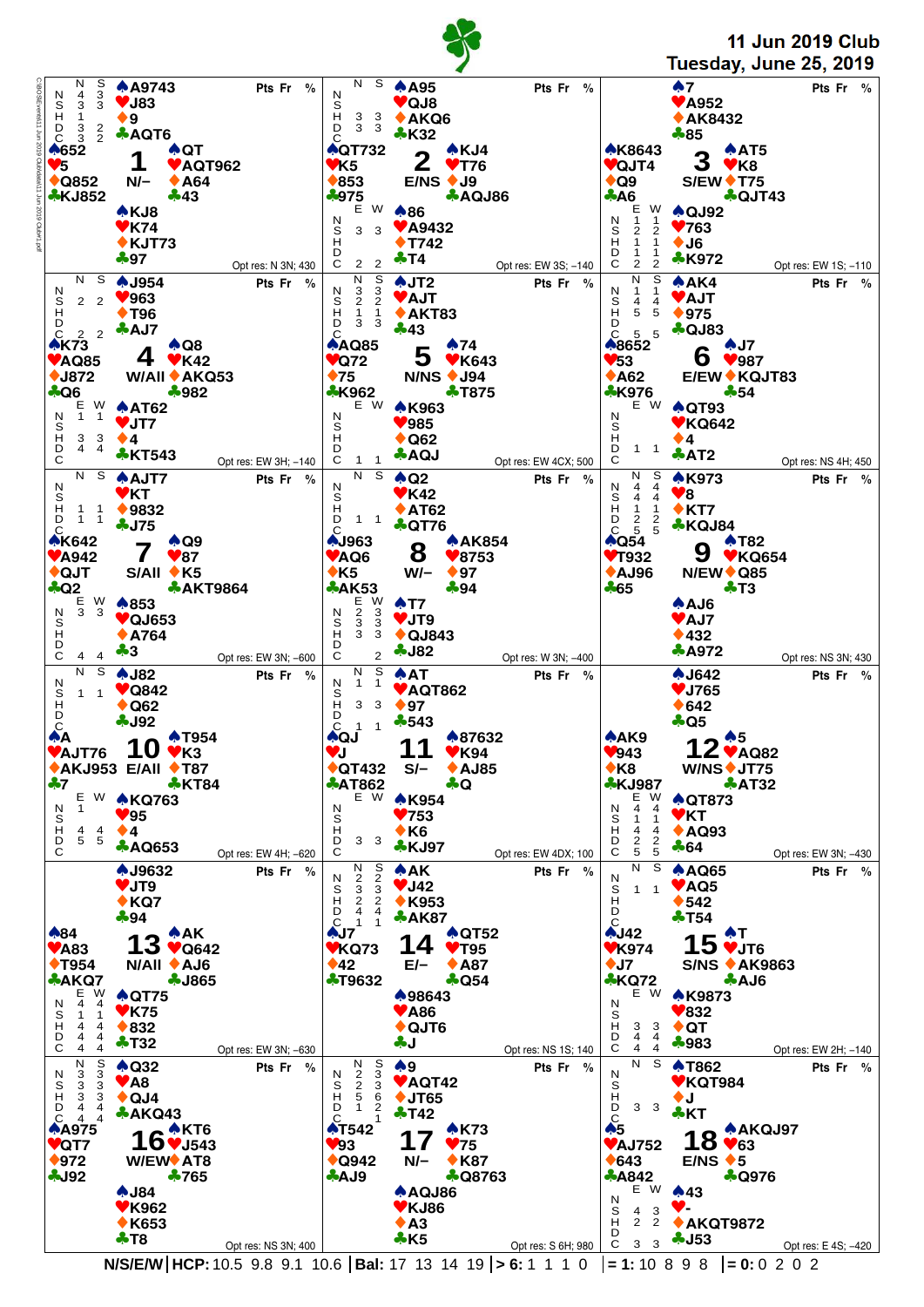# 11 Jun 2019 Club
## Tuesday, June 25, 2019

### Board 1 — N/–
- **North:** ♠A9743 ♥J83 ♦9 ♣AQT6
- **West:** ♠652 ♥5 ♦Q852 ♣KJ852
- **East:** ♠QT ♥AQT962 ♦A64 ♣43
- **South:** ♠KJ8 ♥K74 ♦KJT73 ♣97

| | N | S |
|---|---|---|
| N | 4 | 3 |
| S | 3 | 3 |
| H | 1 | |
| D | 3 | 2 |
| C | 3 | 2 |

Opt res: N 3N; 430

### Board 2 — E/NS
- **North:** ♠A95 ♥QJ8 ♦AKQ6 ♣K32
- **West:** ♠QT732 ♥K5 ♦853 ♣975
- **East:** ♠KJ4 ♥T76 ♦J9 ♣AQJ86
- **South:** ♠86 ♥A9432 ♦T742 ♣T4

| | N | S |
|---|---|---|
| N | | |
| S | | |
| H | | |
| D | 3 | 3 |
| C | | |

| | E | W |
|---|---|---|
| N | | |
| S | 3 | 3 |
| H | | |
| D | | |
| C | 2 | 2 |

Opt res: EW 3S; –140

### Board 3 — S/EW
- **North:** ♠7 ♥A952 ♦AK8432 ♣85
- **West:** ♠K8643 ♥QJT4 ♦Q9 ♣A6
- **East:** ♠AT5 ♥K8 ♦T75 ♣QJT43
- **South:** ♠QJ92 ♥763 ♦J6 ♣K972

| | E | W |
|---|---|---|
| N | 1 | 1 |
| S | 2 | 2 |
| H | 1 | 1 |
| D | 1 | 1 |
| C | 2 | 2 |

Opt res: EW 1S; –110

### Board 4 — W/All
- **North:** ♠J954 ♥963 ♦T96 ♣AJ7
- **West:** ♠K73 ♥AQ85 ♦J872 ♣Q6
- **East:** ♠Q8 ♥K42 ♦AKQ53 ♣982
- **South:** ♠AT62 ♥JT7 ♦4 ♣KT543

| | N | S |
|---|---|---|
| N | | |
| S | 2 | 2 |
| H | | |
| D | | |
| C | 2 | 2 |

| | E | W |
|---|---|---|
| N | 1 | 1 |
| S | | |
| H | 3 | 3 |
| D | 4 | 4 |
| C | | |

Opt res: EW 3H; –140

### Board 5 — N/NS
- **North:** ♠JT2 ♥AJT ♦AKT83 ♣43
- **West:** ♠AQ85 ♥Q72 ♦75 ♣K962
- **East:** ♠74 ♥K643 ♦J94 ♣T875
- **South:** ♠K963 ♥985 ♦Q62 ♣AQJ

| | N | S |
|---|---|---|
| N | 3 | 3 |
| S | 2 | 2 |
| H | 1 | 1 |
| D | 3 | 3 |
| C | | |

| | E | W |
|---|---|---|
| N | | |
| S | | |
| H | | |
| D | | |
| C | 1 | 1 |

Opt res: EW 4CX; 500

### Board 6 — E/EW
- **North:** ♠AK4 ♥AJT ♦975 ♣QJ83
- **West:** ♠8652 ♥53 ♦A62 ♣K976
- **East:** ♠J7 ♥987 ♦KQJT83 ♣54
- **South:** ♠QT93 ♥KQ642 ♦4 ♣AT2

| | N | S |
|---|---|---|
| N | 1 | 1 |
| S | 4 | 4 |
| H | 5 | 5 |
| D | | |
| C | 5 | 5 |

| | E | W |
|---|---|---|
| N | | |
| S | | |
| H | | |
| D | 1 | 1 |
| C | | |

Opt res: NS 4H; 450

### Board 7 — S/All
- **North:** ♠AJT7 ♥KT ♦9832 ♣J75
- **West:** ♠K642 ♥A942 ♦QJT ♣Q2
- **East:** ♠Q9 ♥87 ♦K5 ♣AKT9864
- **South:** ♠853 ♥QJ653 ♦A764 ♣3

| | N | S |
|---|---|---|
| N | | |
| S | | |
| H | 1 | 1 |
| D | | |
| C | | |

| | E | W |
|---|---|---|
| N | 3 | 3 |
| S | | |
| H | | |
| D | | |
| C | 4 | 4 |

Opt res: EW 3N; –600

### Board 8 — W/–
- **North:** ♠Q2 ♥K42 ♦AT62 ♣QT76
- **West:** ♠J963 ♥AQ6 ♦K5 ♣AK53
- **East:** ♠AK854 ♥8753 ♦97 ♣94
- **South:** ♠T7 ♥JT9 ♦QJ843 ♣J82

| | N | S |
|---|---|---|
| N | | |
| S | | |
| H | | |
| D | 1 | 1 |
| C | | |

| | E | W |
|---|---|---|
| N | 2 | 3 |
| S | 3 | 3 |
| H | 3 | 3 |
| D | | |
| C | | 2 |

Opt res: W 3N; –400

### Board 9 — N/EW
- **North:** ♠K973 ♥8 ♦KT7 ♣KQJ84
- **West:** ♠Q54 ♥T932 ♦AJ96 ♣65
- **East:** ♠T82 ♥KQ654 ♦Q85 ♣T3
- **South:** ♠AJ6 ♥AJ7 ♦432 ♣A972

| | N | S |
|---|---|---|
| N | 4 | 4 |
| S | 4 | 4 |
| H | 1 | 1 |
| D | 2 | 2 |
| C | 5 | 5 |

Opt res: NS 3N; 430

### Board 10 — E/All
- **North:** ♠J82 ♥Q842 ♦Q62 ♣J92
- **West:** ♠A ♥AJT76 ♦AKJ953 ♣7
- **East:** ♠T954 ♥K3 ♦T87 ♣KT84
- **South:** ♠KQ763 ♥95 ♦4 ♣AQ653

| | N | S |
|---|---|---|
| N | | |
| S | 1 | 1 |
| H | | |
| D | | |
| C | | |

| | E | W |
|---|---|---|
| N | 1 | |
| S | | |
| H | 4 | 4 |
| D | 5 | 5 |
| C | | |

Opt res: EW 4H; –620

### Board 11 — S/–
- **North:** ♠AT ♥AQT862 ♦97 ♣543
- **West:** ♠QJ ♥J ♦QT432 ♣AT862
- **East:** ♠87632 ♥K94 ♦AJ85 ♣Q
- **South:** ♠K954 ♥753 ♦K6 ♣KJ97

| | N | S |
|---|---|---|
| N | 1 | 1 |
| S | | |
| H | 3 | 3 |
| D | | |
| C | 1 | 1 |

| | E | W |
|---|---|---|
| N | | |
| S | | |
| H | | |
| D | 3 | 3 |
| C | | |

Opt res: EW 4DX; 100

### Board 12 — W/NS
- **North:** ♠J642 ♥J765 ♦642 ♣Q5
- **West:** ♠AK9 ♥943 ♦K8 ♣KJ987
- **East:** ♠5 ♥AQ82 ♦JT75 ♣AT32
- **South:** ♠QT873 ♥KT ♦AQ93 ♣64

| | E | W |
|---|---|---|
| N | 4 | 4 |
| S | 1 | 1 |
| H | 4 | 4 |
| D | 2 | 2 |
| C | 5 | 5 |

Opt res: EW 3N; –430

### Board 13 — N/All
- **North:** ♠J9632 ♥JT9 ♦KQ7 ♣94
- **West:** ♠84 ♥A83 ♦T954 ♣AKQ7
- **East:** ♠AK ♥Q642 ♦AJ6 ♣J865
- **South:** ♠QT75 ♥K75 ♦832 ♣T32

| | E | W |
|---|---|---|
| N | 4 | 4 |
| S | 1 | 1 |
| H | 4 | 4 |
| D | 4 | 4 |
| C | 4 | 4 |

Opt res: EW 3N; –630

### Board 14 — E/–
- **North:** ♠AK ♥J42 ♦K953 ♣AK87
- **West:** ♠J7 ♥KQ73 ♦42 ♣T9632
- **East:** ♠QT52 ♥T95 ♦A87 ♣Q54
- **South:** ♠98643 ♥A86 ♦QJT6 ♣J

| | N | S |
|---|---|---|
| N | 2 | 2 |
| S | 3 | 3 |
| H | 2 | 2 |
| D | 4 | 4 |
| C | 1 | 1 |

Opt res: NS 1S; 140

### Board 15 — S/NS
- **North:** ♠AQ65 ♥AQ5 ♦542 ♣T54
- **West:** ♠J42 ♥K974 ♦J7 ♣KQ72
- **East:** ♠T ♥JT6 ♦AK9863 ♣AJ6
- **South:** ♠K9873 ♥832 ♦QT ♣983

| | N | S |
|---|---|---|
| N | | |
| S | 1 | 1 |
| H | | |
| D | | |
| C | | |

| | E | W |
|---|---|---|
| N | | |
| S | | |
| H | 3 | 3 |
| D | 4 | 4 |
| C | 4 | 4 |

Opt res: EW 2H; –140

### Board 16 — W/EW
- **North:** ♠Q32 ♥A8 ♦QJ4 ♣AKQ43
- **West:** ♠A975 ♥QT7 ♦972 ♣J92
- **East:** ♠KT6 ♥J543 ♦AT8 ♣765
- **South:** ♠J84 ♥K962 ♦K653 ♣T8

| | N | S |
|---|---|---|
| N | 3 | 3 |
| S | 3 | 3 |
| H | 3 | 3 |
| D | 4 | 4 |
| C | 4 | 4 |

Opt res: NS 3N; 400

### Board 17 — N/–
- **North:** ♠9 ♥AQT42 ♦JT65 ♣T42
- **West:** ♠T542 ♥93 ♦Q942 ♣AJ9
- **East:** ♠K73 ♥75 ♦K87 ♣Q8763
- **South:** ♠AQJ86 ♥KJ86 ♦A3 ♣K5

| | N | S |
|---|---|---|
| N | 2 | 3 |
| S | 2 | 3 |
| H | 5 | 6 |
| D | 1 | 2 |
| C | | 1 |

Opt res: S 6H; 980

### Board 18 — E/NS
- **North:** ♠T862 ♥KQT984 ♦J ♣KT
- **West:** ♠5 ♥AJ752 ♦643 ♣A842
- **East:** ♠AKQJ97 ♥63 ♦5 ♣Q976
- **South:** ♠43 ♥- ♦AKQT9872 ♣J53

| | N | S |
|---|---|---|
| N | | |
| S | | |
| H | | |
| D | 3 | 3 |
| C | | |

| | E | W |
|---|---|---|
| N | | |
| S | 4 | 3 |
| H | 2 | 2 |
| D | | |
| C | 3 | 3 |

Opt res: E 4S; –420

N/S/E/W | HCP: 10.5 9.8 9.1 10.6 | Bal: 17 13 14 19 | > 6: 1 1 1 0 | = 1: 10 8 9 8 | = 0: 0 2 0 2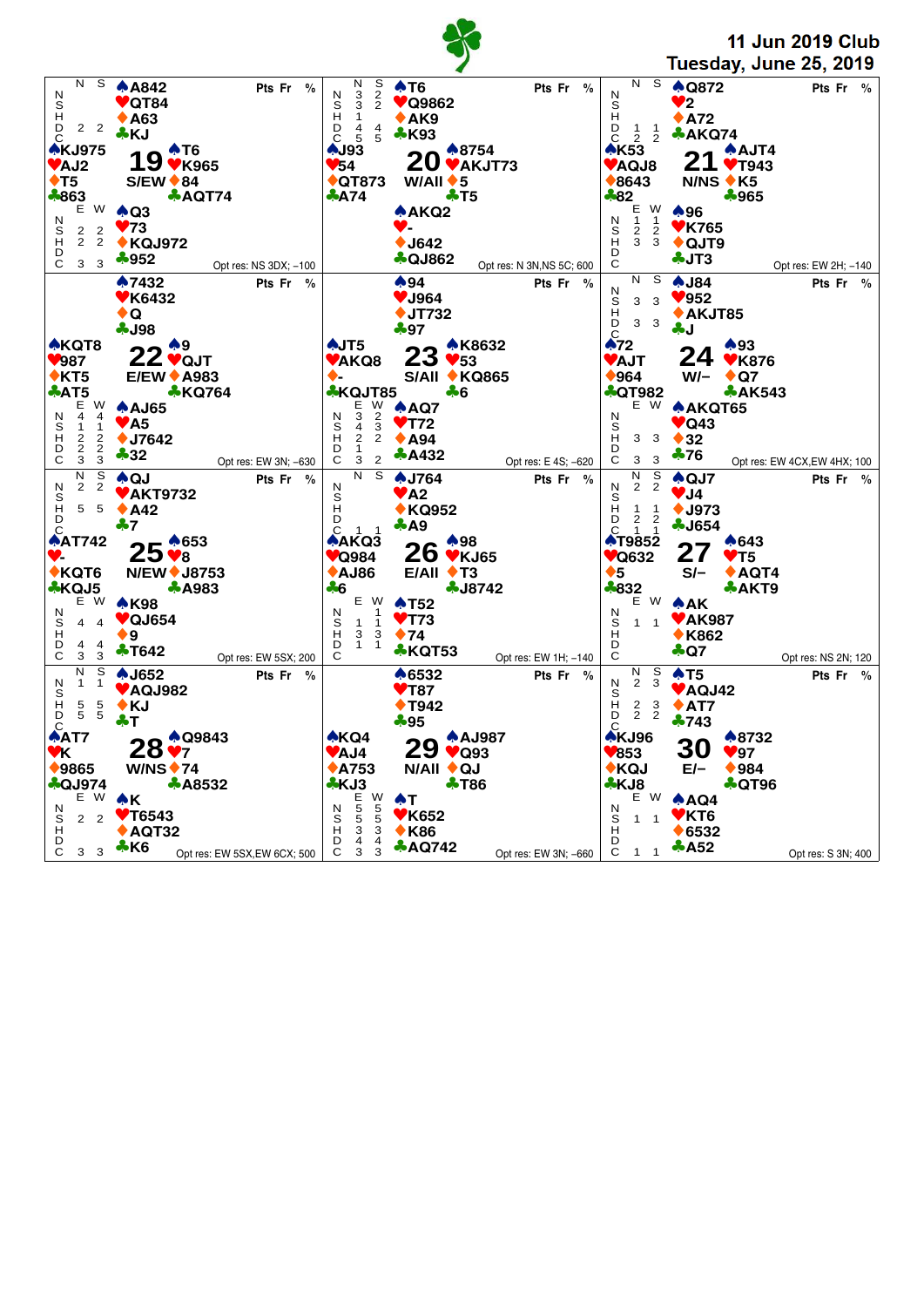# 11 Jun 2019 Club
## Tuesday, June 25, 2019

### Board 19
S/EW

North: ♠A842 ♥QT84 ♦A63 ♣KJ
West: ♠KJ975 ♥AJ2 ♦T5 ♣863
East: ♠T6 ♥K965 ♦84 ♣AQT74
South: ♠Q3 ♥73 ♦KQJ972 ♣952

Makeable contracts (N S / E W):

| | N | S | E | W |
|---|---|---|---|---|
| N | | | | |
| S | | | 2 | 2 |
| H | | | 2 | 2 |
| D | 2 | 2 | | |
| C | | | 3 | 3 |

Opt res: NS 3DX; −100

### Board 20
W/All

North: ♠T6 ♥Q9862 ♦AK9 ♣K93
West: ♠J93 ♥54 ♦QT873 ♣A74
East: ♠8754 ♥AKJT73 ♦5 ♣T5
South: ♠AKQ2 ♥- ♦J642 ♣QJ862

| | N | S |
|---|---|---|
| N | 3 | 2 |
| S | 3 | 2 |
| H | 1 | |
| D | 4 | 4 |
| C | 5 | 5 |

Opt res: N 3N,NS 5C; 600

### Board 21
N/NS

North: ♠Q872 ♥2 ♦A72 ♣AKQ74
West: ♠K53 ♥AQJ8 ♦8643 ♣82
East: ♠AJT4 ♥T943 ♦K5 ♣965
South: ♠96 ♥K765 ♦QJT9 ♣JT3

| | N | S | E | W |
|---|---|---|---|---|
| N | | | | |
| S | | | 1 | 1 |
| H | | | 2 | 2 |
| D | 1 | 1 | 3 | 3 |
| C | 2 | 2 | | |

Opt res: EW 2H; −140

### Board 22
E/EW

North: ♠7432 ♥K6432 ♦Q ♣J98
West: ♠KQT8 ♥987 ♦KT5 ♣AT5
East: ♠9 ♥QJT ♦A983 ♣KQ764
South: ♠AJ65 ♥A5 ♦J7642 ♣32

| | E | W |
|---|---|---|
| N | 4 | 4 |
| S | 1 | 1 |
| H | 2 | 2 |
| D | 2 | 2 |
| C | 3 | 3 |

Opt res: EW 3N; −630

### Board 23
S/All

North: ♠94 ♥J964 ♦JT732 ♣97
West: ♠JT5 ♥AKQ8 ♦- ♣KQJT85
East: ♠K8632 ♥53 ♦KQ865 ♣6
South: ♠AQ7 ♥T72 ♦A94 ♣A432

| | E | W |
|---|---|---|
| N | 3 | 2 |
| S | 4 | 3 |
| H | 2 | 2 |
| D | 1 | |
| C | 3 | 2 |

Opt res: E 4S; −620

### Board 24
W/−

North: ♠J84 ♥952 ♦AKJT85 ♣J
West: ♠72 ♥AJT ♦964 ♣QT982
East: ♠93 ♥K876 ♦Q7 ♣AK543
South: ♠AKQT65 ♥Q43 ♦32 ♣76

| | N | S | E | W |
|---|---|---|---|---|
| N | | | | |
| S | 3 | 3 | | |
| H | | | 3 | 3 |
| D | 3 | 3 | | |
| C | | | 3 | 3 |

Opt res: EW 4CX,EW 4HX; 100

### Board 25
N/EW

North: ♠QJ ♥AKT9732 ♦A42 ♣7
West: ♠AT742 ♥- ♦KQT6 ♣KQJ5
East: ♠653 ♥8 ♦J8753 ♣A983
South: ♠K98 ♥QJ654 ♦9 ♣T642

| | N | S | E | W |
|---|---|---|---|---|
| N | | | | |
| S | 2 | 2 | 4 | 4 |
| H | 5 | 5 | | |
| D | | | 4 | 4 |
| C | | | 3 | 3 |

Opt res: EW 5SX; 200

### Board 26
E/All

North: ♠J764 ♥A2 ♦KQ952 ♣A9
West: ♠AKQ3 ♥Q984 ♦AJ86 ♣6
East: ♠98 ♥KJ65 ♦T3 ♣J8742
South: ♠T52 ♥T73 ♦74 ♣KQT53

| | N | S | E | W |
|---|---|---|---|---|
| N | | | | 1 |
| S | | | 1 | 1 |
| H | | | 3 | 3 |
| D | | | 1 | 1 |
| C | 1 | 1 | | |

Opt res: EW 1H; −140

### Board 27
S/−

North: ♠QJ7 ♥J4 ♦J973 ♣J654
West: ♠T9852 ♥Q632 ♦5 ♣832
East: ♠643 ♥T5 ♦AQT4 ♣AKT9
South: ♠AK ♥AK987 ♦K862 ♣Q7

| | N | S | E | W |
|---|---|---|---|---|
| N | 2 | 2 | | |
| S | | | 1 | 1 |
| H | 1 | 1 | | |
| D | 2 | 2 | | |
| C | 1 | 1 | | |

Opt res: NS 2N; 120

### Board 28
W/NS

North: ♠J652 ♥AQJ982 ♦KJ ♣T
West: ♠AT7 ♥K ♦9865 ♣QJ974
East: ♠Q9843 ♥7 ♦74 ♣A8532
South: ♠K ♥T6543 ♦AQT32 ♣K6

| | N | S | E | W |
|---|---|---|---|---|
| N | 1 | 1 | | |
| S | | | 2 | 2 |
| H | 5 | 5 | | |
| D | 5 | 5 | | |
| C | | | 3 | 3 |

Opt res: EW 5SX,EW 6CX; 500

### Board 29
N/All

North: ♠6532 ♥T87 ♦T942 ♣95
West: ♠KQ4 ♥AJ4 ♦A753 ♣KJ3
East: ♠AJ987 ♥Q93 ♦QJ ♣T86
South: ♠T ♥K652 ♦K86 ♣AQ742

| | E | W |
|---|---|---|
| N | 5 | 5 |
| S | 5 | 5 |
| H | 3 | 3 |
| D | 4 | 4 |
| C | 3 | 3 |

Opt res: EW 3N; −660

### Board 30
E/−

North: ♠T5 ♥AQJ42 ♦AT7 ♣743
West: ♠KJ96 ♥853 ♦KQJ ♣KJ8
East: ♠8732 ♥97 ♦984 ♣QT96
South: ♠AQ4 ♥KT6 ♦6532 ♣A52

| | N | S | E | W |
|---|---|---|---|---|
| N | 2 | 3 | 1 | 1 |
| S | | | | |
| H | 2 | 3 | | |
| D | 2 | 2 | | |
| C | | | 1 | 1 |

Opt res: S 3N; 400